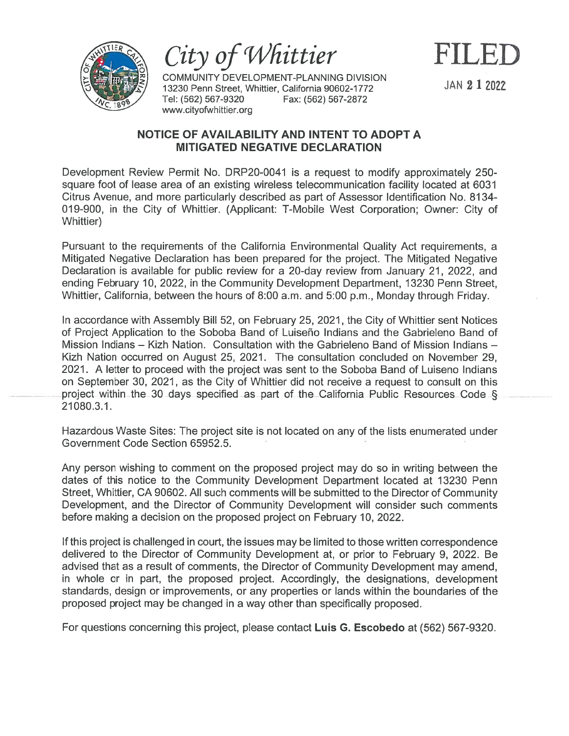# City of Whittier

COMMUNITY DEVELOPMENT-PLANNING DIVISION
13230 Penn Street, Whittier, California 90602-1772
Tel: (562) 567-9320 Fax: (562) 567-2872
www.cityofwhittier.org

**FILED**

JAN 21 2022

## NOTICE OF AVAILABILITY AND INTENT TO ADOPT A MITIGATED NEGATIVE DECLARATION

Development Review Permit No. DRP20-0041 is a request to modify approximately 250-square foot of lease area of an existing wireless telecommunication facility located at 6031 Citrus Avenue, and more particularly described as part of Assessor Identification No. 8134-019-900, in the City of Whittier. (Applicant: T-Mobile West Corporation; Owner: City of Whittier)

Pursuant to the requirements of the California Environmental Quality Act requirements, a Mitigated Negative Declaration has been prepared for the project. The Mitigated Negative Declaration is available for public review for a 20-day review from January 21, 2022, and ending February 10, 2022, in the Community Development Department, 13230 Penn Street, Whittier, California, between the hours of 8:00 a.m. and 5:00 p.m., Monday through Friday.

In accordance with Assembly Bill 52, on February 25, 2021, the City of Whittier sent Notices of Project Application to the Soboba Band of Luiseño Indians and the Gabrieleno Band of Mission Indians – Kizh Nation. Consultation with the Gabrieleno Band of Mission Indians – Kizh Nation occurred on August 25, 2021. The consultation concluded on November 29, 2021. A letter to proceed with the project was sent to the Soboba Band of Luiseno Indians on September 30, 2021, as the City of Whittier did not receive a request to consult on this project within the 30 days specified as part of the California Public Resources Code § 21080.3.1.

Hazardous Waste Sites: The project site is not located on any of the lists enumerated under Government Code Section 65952.5.

Any person wishing to comment on the proposed project may do so in writing between the dates of this notice to the Community Development Department located at 13230 Penn Street, Whittier, CA 90602. All such comments will be submitted to the Director of Community Development, and the Director of Community Development will consider such comments before making a decision on the proposed project on February 10, 2022.

If this project is challenged in court, the issues may be limited to those written correspondence delivered to the Director of Community Development at, or prior to February 9, 2022. Be advised that as a result of comments, the Director of Community Development may amend, in whole or in part, the proposed project. Accordingly, the designations, development standards, design or improvements, or any properties or lands within the boundaries of the proposed project may be changed in a way other than specifically proposed.

For questions concerning this project, please contact **Luis G. Escobedo** at (562) 567-9320.